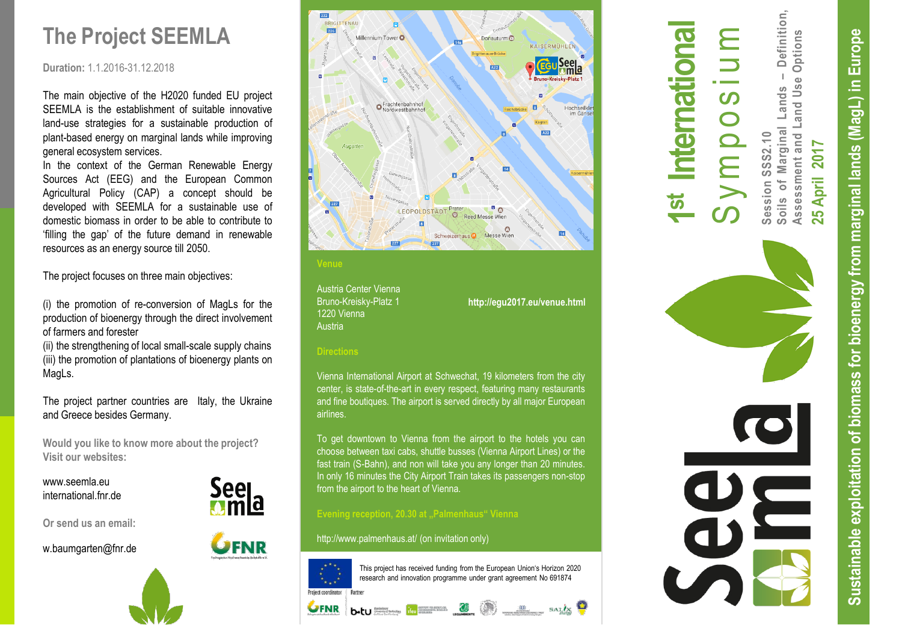# The Project SEEMLA

**Duration:** 1.1.2016-31.12.2018

The main objective of the H2020 funded EU project SEEMLA is the establishment of suitable innovative land-use strategies for a sustainable production of plant-based energy on marginal lands while improving general ecosystem services.

In the context of the German Renewable Energy Sources Act (EEG) and the European Common Agricultural Policy (CAP) a concept should be developed with SEEMLA for a sustainable use of domestic biomass in order to be able to contribute to 'filling the gap' of the future demand in renewable resources as an energy source till 2050.

The project focuses on three main objectives:

(i) the promotion of re-conversion of MagLs for the production of bioenergy through the direct involvement of farmers and forester
(ii) the strengthening of local small-scale supply chains
(iii) the promotion of plantations of bioenergy plants on MagLs.

The project partner countries are Italy, the Ukraine and Greece besides Germany.

**Would you like to know more about the project? Visit our websites:**

www.seemla.eu
international.fnr.de

**Or send us an email:**

w.baumgarten@fnr.de

### Venue

Austria Center Vienna
Bruno-Kreisky-Platz 1
1220 Vienna
Austria

**http://egu2017.eu/venue.html**

### Directions

Vienna International Airport at Schwechat, 19 kilometers from the city center, is state-of-the-art in every respect, featuring many restaurants and fine boutiques. The airport is served directly by all major European airlines.

To get downtown to Vienna from the airport to the hotels you can choose between taxi cabs, shuttle busses (Vienna Airport Lines) or the fast train (S-Bahn), and non will take you any longer than 20 minutes. In only 16 minutes the City Airport Train takes its passengers non-stop from the airport to the heart of Vienna.

### Evening reception, 20.30 at „Palmenhaus" Vienna

http://www.palmenhaus.at/ (on invitation only)

This project has received funding from the European Union's Horizon 2020 research and innovation programme under grant agreement No 691874

Project coordinator | Partner

# 1st International Symposium

**Session SSS2.10**
**Soils of Marginal Lands – Definition, Assessment and Land Use Options**

**25 April 2017**

**Sustainable exploitation of biomass for bioenergy from marginal lands (MagL) in Europe**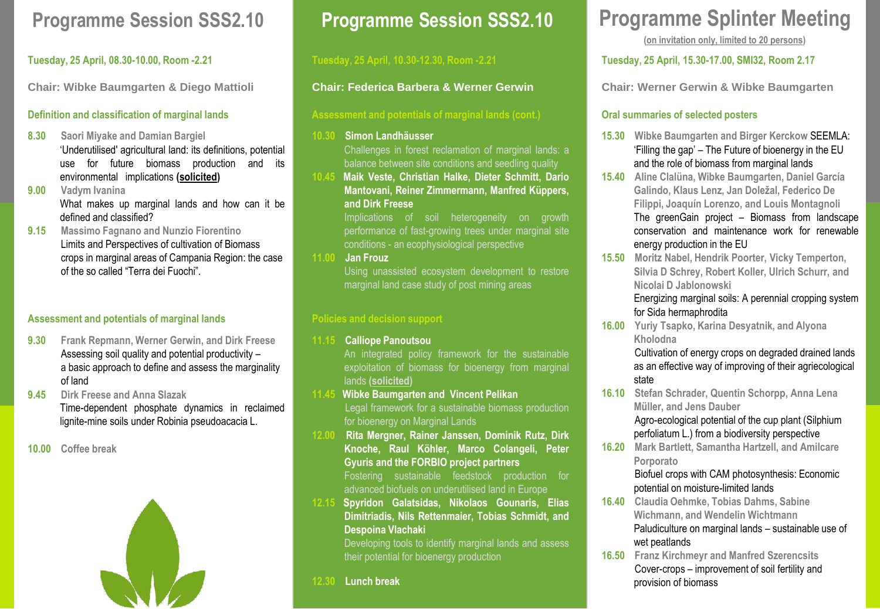# Programme Session SSS2.10

**Tuesday, 25 April, 08.30-10.00, Room -2.21**

**Chair: Wibke Baumgarten & Diego Mattioli**

## Definition and classification of marginal lands

**8.30** **Saori Miyake and Damian Bargiel**
'Underutilised' agricultural land: its definitions, potential use for future biomass production and its environmental implications **(solicited)**

**9.00** **Vadym Ivanina**
What makes up marginal lands and how can it be defined and classified?

**9.15** **Massimo Fagnano and Nunzio Fiorentino**
Limits and Perspectives of cultivation of Biomass crops in marginal areas of Campania Region: the case of the so called "Terra dei Fuochi".

## Assessment and potentials of marginal lands

**9.30** **Frank Repmann, Werner Gerwin, and Dirk Freese**
Assessing soil quality and potential productivity – a basic approach to define and assess the marginality of land

**9.45** **Dirk Freese and Anna Slazak**
Time-dependent phosphate dynamics in reclaimed lignite-mine soils under Robinia pseudoacacia L.

**10.00** **Coffee break**

# Programme Session SSS2.10

**Tuesday, 25 April, 10.30-12.30, Room -2.21**

**Chair: Federica Barbera & Werner Gerwin**

## Assessment and potentials of marginal lands (cont.)

**10.30** **Simon Landhäusser**
Challenges in forest reclamation of marginal lands: a balance between site conditions and seedling quality

**10.45** **Maik Veste, Christian Halke, Dieter Schmitt, Dario Mantovani, Reiner Zimmermann, Manfred Küppers, and Dirk Freese**
Implications of soil heterogeneity on growth performance of fast-growing trees under marginal site conditions - an ecophysiological perspective

**11.00** **Jan Frouz**
Using unassisted ecosystem development to restore marginal land case study of post mining areas

## Policies and decision support

**11.15** **Calliope Panoutsou**
An integrated policy framework for the sustainable exploitation of biomass for bioenergy from marginal lands **(solicited)**

**11.45** **Wibke Baumgarten and Vincent Pelikan**
Legal framework for a sustainable biomass production for bioenergy on Marginal Lands

**12.00** **Rita Mergner, Rainer Janssen, Dominik Rutz, Dirk Knoche, Raul Köhler, Marco Colangeli, Peter Gyuris and the FORBIO project partners**
Fostering sustainable feedstock production for advanced biofuels on underutilised land in Europe

**12.15** **Spyridon Galatsidas, Nikolaos Gounaris, Elias Dimitriadis, Nils Rettenmaier, Tobias Schmidt, and Despoina Vlachaki**
Developing tools to identify marginal lands and assess their potential for bioenergy production

**12.30** **Lunch break**

# Programme Splinter Meeting

(on invitation only, limited to 20 persons)

**Tuesday, 25 April, 15.30-17.00, SMI32, Room 2.17**

**Chair: Werner Gerwin & Wibke Baumgarten**

## Oral summaries of selected posters

**15.30** **Wibke Baumgarten and Birger Kerckow** SEEMLA: 'Filling the gap' – The Future of bioenergy in the EU and the role of biomass from marginal lands

**15.40** **Aline Clalüna, Wibke Baumgarten, Daniel García Galindo, Klaus Lenz, Jan Doležal, Federico De Filippi, Joaquín Lorenzo, and Louis Montagnoli**
The greenGain project – Biomass from landscape conservation and maintenance work for renewable energy production in the EU

**15.50** **Moritz Nabel, Hendrik Poorter, Vicky Temperton, Silvia D Schrey, Robert Koller, Ulrich Schurr, and Nicolai D Jablonowski**
Energizing marginal soils: A perennial cropping system for Sida hermaphrodita

**16.00** **Yuriy Tsapko, Karina Desyatnik, and Alyona Kholodna**
Cultivation of energy crops on degraded drained lands as an effective way of improving of their agriecological state

**16.10** **Stefan Schrader, Quentin Schorpp, Anna Lena Müller, and Jens Dauber**
Agro-ecological potential of the cup plant (Silphium perfoliatum L.) from a biodiversity perspective

**16.20** **Mark Bartlett, Samantha Hartzell, and Amilcare Porporato**
Biofuel crops with CAM photosynthesis: Economic potential on moisture-limited lands

**16.40** **Claudia Oehmke, Tobias Dahms, Sabine Wichmann, and Wendelin Wichtmann**
Paludiculture on marginal lands – sustainable use of wet peatlands

**16.50** **Franz Kirchmeyr and Manfred Szerencsits**
Cover-crops – improvement of soil fertility and provision of biomass